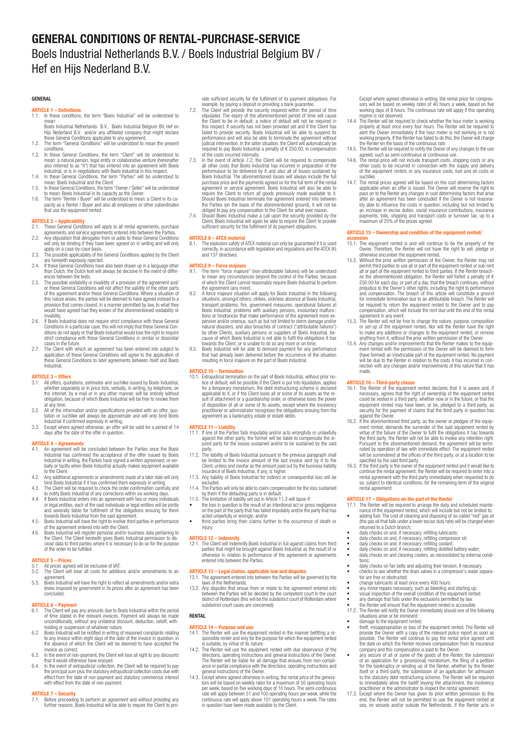# GENERAL CONDITIONS OF RENTAL-PURCHASE-SERVICE

## Boels Industrial Netherlands B.V. / Boels Industrial Belgium BV / Hef en Hijs Nederland B.V.

### GENERAL

**ARTICLE 1 – Definitions**

1.1. In these conditions, the term "Boels Industrial" will be understood to mean:
Boels Industrial Netherlands B.V., Boels Industrial Belgium BV, Hef en Hijs Nederland B.V. and/or any affiliated company that might declare these General Conditions applicable to any agreement.

1.2. The term "General Conditions" will be understood to mean the present conditions.

1.3. In these General Conditions, the term "Client" will be understood to mean: a natural person, legal entity or collaborative venture (hereinafter also referred to as "it") that has entered into an agreement with Boels Industrial, or is in negotiations with Boels Industrial in this respect.

1.4. In these General Conditions, the term "Parties" will be understood to mean: Boels Industrial and the Client.

1.5. In these General Conditions, the term "Owner / Seller" will be understood to mean: Boels Industrial in its capacity as the Owner.

1.6. The term "Renter / Buyer" will be understood to mean: a Client in its capacity as a Renter / Buyer and also all employees or other subordinates that use the equipment rented.

**ARTICLE 2 – Applicability**

2.1. These General Conditions will apply to all rental agreements, purchase agreements and service agreements entered into between the Parties.

2.2. Any stipulation that derogates from or adds to these General Conditions will only be binding if they have been agreed on in writing and will only apply on a case-by-case basis.

2.3. The possible applicability of the General Conditions applied by the Client are herewith expressly rejected.

2.4. If these General Conditions have also been drawn up in a language other than Dutch, the Dutch text will always be decisive in the event of differences between the texts.

2.5. The possible voidability or invalidity of a provision of the agreement and/or these General Conditions will not affect the validity of the other parts of the agreement and/or these General Conditions. Where a situation of this nature arises, the parties will be deemed to have agreed instead to a provision that comes closest, in a manner permitted by law, to what they would have agreed had they known of the aforementioned voidability or invalidity.

2.6. If Boels Industrial does not require strict compliance with these General Conditions in a particular case, this will not imply that these General Conditions do not apply or that Boels Industrial would lose the right to require strict compliance with these General Conditions in similar or dissimilar cases in the future.

2.7. The Client with which an agreement has been entered into subject to application of these General Conditions will agree to the application of these General Conditions to later agreements between itself and Boels Industrial.

**ARTICLE 3 – Offers**

3.1. All offers, quotations, estimates and suchlike issued by Boels Industrial, whether separately or in price lists, verbally, in writing, by telephone, on the internet, by e-mail or in any other manner, will be entirely without obligation, because of which Boels Industrial will be free to revoke them at any time.

3.2. All of the information and/or specifications provided with an offer, quotation or suchlike will always be approximate and will only bind Boels Industrial if confirmed expressly in writing.

3.3. Except where agreed otherwise, an offer will be valid for a period of 14 days after the date of the offer in question.

**ARTICLE 4 – Agreements**

4.1. An agreement will be concluded between the Parties once the Boels Industrial has confirmed the acceptance of the offer issued by Boels Industrial in writing, the Parties have signed a written agreement, or verbally or tacitly when Boels Industrial actually makes equipment available to the Client.

4.2. Any additional agreements or amendments made at a later date will only bind Boels Industrial if it has confirmed them expressly in writing.

4.3. The Client will be required to check the order confirmation carefully and to notify Boels Industrial of any corrections within six working days.

4.4. If Boels Industrial enters into an agreement with two or more individuals or legal entities, each of the said individuals or legal entities will be jointly and severally liable for fulfilment of the obligations ensuing for them towards Boels Industrial from the said agreement.

4.5. Boels Industrial will have the right to involve third parties in performance of the agreement entered into with the Client.

4.6. Boels Industrial will register personal and/or business data pertaining to the Client. The Client herewith gives Boels Industrial permission to disclose data to third parties where it is necessary to do so for the purpose of the order to be fulfilled.

**ARTICLE 5 – Prices**

5.1. All prices agreed will be exclusive of VAT.

5.2. The Client will bear all costs for additions and/or amendments to an agreement.

5.3. Boels Industrial will have the right to reflect all amendments and/or extra levies imposed by government in its prices after an agreement has been concluded.

**ARTICLE 6 – Payment**

6.1. The Client will pay any amounts due to Boels Industrial within the period of time stated in the relevant invoices. Payment will always be made unconditionally, without any unilateral discount, deduction, setoff, withholding or suspension of whatever nature.

6.2. Boels Industrial will be notified in writing of reasoned complaints relating to any invoice within eight days of the date of the invoice in question, in the absence of which the Client will be deemed to have accepted the invoice as correct.

6.3. In the event of non-payment, the Client will lose all right to any discounts that it would otherwise have enjoyed.

6.4. In the event of extrajudicial collection, the Client will be required to pay the principal sum plus the statutory extrajudicial collection costs due with effect from the date of non-payment and statutory commercial interest with effect from the date of non-payment.

**ARTICLE 7 – Security**

7.1. Before proceeding to perform an agreement and without providing any further reasons, Boels Industrial will be able to require the Client to provide sufficient security for the fulfilment of its payment obligations. For example, by paying a deposit or providing a bank guarantee.

7.2. The Client will provide the security required within the period of time stipulated. The expiry of the aforementioned period of time will cause the Client to be in default; a notice of default will not be required in this respect. If security has not been provided yet and if the Client has failed to provide security, Boels Industrial will be able to suspend its performance and will also be able to terminate the agreement without judicial intervention. In the latter situation, the Client will automatically be required to pay Boels Industrial a penalty of € 250.00, in compensation of the costs incurred internally.

7.3. In the event of Article 7.2, the Client will be required to compensate all other costs that Boels Industrial has incurred in preparation of the performance to be delivered by it and also all of losses sustained by Boels Industrial. The aforementioned losses will always include the full purchase price and the payments agreed on for the full term of the rental agreement or service agreement. Boels Industrial will also be able to require the Client to return all goods previously made available to it. Should Boels Industrial terminate the agreement entered into between the Parties (on the basis of the aforementioned ground), it will not be obliged to pay any compensation to the Client for what ever reason.

7.4. Should Boels Industrial make a call upon the security provided by the Client, Boels Industrial will again be able to require the Client to provide sufficient security for the fulfilment of its payment obligations.

**ARTICLE 8 – ATEX material**

8.1. The explosion safety of ATEX material can only be guaranteed if it is used correctly, in accordance with legislation and regulations and the ATEX 95 and 137 directives.

**ARTICLE 9 – Force majeure**

9.1. The term "force majeure" (non-attributable failures) will be understood to mean any circumstances beyond the control of the Parties, because of which the Client cannot reasonably require Boels Industrial to perform the agreement (any more).

9.2. A force majeure situation will apply for Boels Industrial in the following situations, amongst others: strikes, sickness absence at Boels Industrial, transport problems, fire, government measures, operational failures at Boels Industrial, problems with auxiliary persons, involuntary malfunctions or hindrances that make performance of the agreement more expensive and/or onerous, such as but not limited to storm damage and/or natural disasters, and also breaches of contract ("attributable failures") by other Clients, auxiliary persons or suppliers of Boels Industrial, because of which Boels Industrial is not able to fulfil the obligations it has towards the Client, or is unable to do so any more or on time.

9.3. Boels Industrial will be able to demand payment for any performance that had already been delivered before the occurrence of the situation resulting in force majeure on the part of Boels Industrial.

**ARTICLE 10 – Termination**

10.1. Extrajudicial termination on the part of Boels Industrial, without prior notice of default, will be possible if the Client is put into liquidation, applies for a temporary moratorium, the debt restructuring scheme is declared applicable to it, or if the Client loses all or some of its assets as the result of attachment or a guardianship order, or otherwise loses the power of disposition of all or some of its assets, except where the insolvency practitioner or administrator recognises the obligations ensuing from the agreement as a bankruptcy estate or estate debts.

**ARTICLE 11 – Liability**

11.1. If one of the Parties fails imputably and/or acts wrongfully or unlawfully against the other party, the former will be liable to compensate the injured party for the losses sustained and/or to be sustained by the said party.

11.2. The liability of Boels Industrial pursuant to the previous paragraph shall be limited to the invoice amount of the last invoice sent by it to the Client, unless and insofar as the amount paid out by the business liability insurance of Boels Industrial, if any, is higher.

11.3. Any liability of Boels Industrial for indirect or consequential loss will be excluded.

11.4. The Parties will only be able to claim compensation for the loss sustained by them if the defaulting party is in default.

11.5. The limitation of liability set out in Article 11.2 will lapse if:
- the loss in question is the result of an intentional act or gross negligence on the part of the party that has failed imputably and/or the party that has acted unlawfully or wrongly; and/or
- third parties bring their claims further to the occurrence of death or injury.

**ARTICLE 12 – Indemnity**

12.1. The Client will indemnify Boels Industrial in full against claims from third parties that might be brought against Boels Industrial as the result of or otherwise in relation to performance of the agreement or agreements entered into between the Parties.

**ARTICLE 13 – Legal claims, applicable law and disputes**

13.1. The agreement entered into between the Parties will be governed by the laws of the Netherlands.

13.2. Any disputes that ensue from or relate to the agreement entered into between the Parties will be decided by the competent court in the court district of Rotterdam (this will be the subdistrict court of Rotterdam where subdistrict court cases are concerned).

### RENTAL

**ARTICLE 14 – Purpose and use**

14.1. The Renter will use the equipment rented in the manner befitting a responsible renter and only for the purpose for which the equipment rented is suitable, by virtue of its nature.

14.2. The Renter will use the equipment rented with due observance of the directions, operating instructions and general instructions of the Owner. The Renter will be liable for all damage that ensues from non-compliance or partial compliance with the directions, operating instructions and general instructions of the Owner.

14.3. Except where agreed otherwise in writing, the rental price of the generators will be based on weekly rates for a maximum of 50 operating hours per week, based on five working days of 10 hours. The semi-continuous rate will apply between 51 and 100 operating hours per week, while the continuous rate will apply above 101 operating hours a week. The rates in question have been made available to the Client.

Except where agreed otherwise in writing, the rental price for compressors will be based on weekly rates of 40 hours a week, based on five working days of 8 hours. The continuous rate will apply if this operating regime is not observed.

14.4. The Renter will be required to check whether the hour meter is working properly at least once every four hours. The Renter will be required to alert the Owner immediately if the hour meter is not working or is not working properly. If the Renter has failed to do this, the Owner will charge the Renter on the basis of the continuous rate.

14.5. The Renter will be required to notify the Owner of any changes to the use agreed, such as semi-continuous or continuous use.

14.6. The rental price will not include transport costs, shipping costs or any other costs to be incurred in connection with the supply and delivery of the equipment rented, or any insurance costs, fuel and oil costs or suchlike.

14.7. The rental prices agreed will be based on the cost determining factors applicable when an offer is issued. The Owner will reserve the right to pass on to the Renter any changes in cost determining factors that arise after an agreement has been concluded if the Owner is not reasonably able to influence the costs in question, including but not limited to an increase in excise duties, social insurance contributions, insurance payments, tolls, shipping and transport costs or turnover tax, up to a maximum of 25% of the prices agreed.

**ARTICLE 15 – Ownership and condition of the equipment rented/ accession**

15.1. The equipment rented is and will continue to be the property of the Owner. Therefore, the Renter will not have the right to sell, pledge or otherwise encumber the equipment rented.

15.2. Without the prior written permission of the Owner, the Renter may not permit third parties to use all or part of the equipment rented or sub-rent all or part of the equipment rented to third parties. If the Renter breaches the aforementioned obligation, the Renter will forfeit a penalty of € 250.00 for each day, or part of a day, that the breach continues, without prejudice to the Owner's other rights, including the right to performance and compensation. The breach of this article will constitute a ground for immediate termination due to an attributable breach. The Renter will be required to return the equipment rented to the Owner and to pay compensation, which will include the rent due until the end of the rental agreement in any event.

15.3. The Renter will not be free to change the nature, purpose, composition or set-up of the equipment rented. Nor will the Renter have the right to make any additions or changes to the equipment rented, or remove anything from it, without the prior written permission of the Owner.

15.4. Any changes and/or improvements that the Renter makes to the equipment rented with the permission of the Owner will be deemed to form (have formed) an inextricable part of the equipment rented. No payment will be due to the Renter in relation to the costs it has incurred in connection with any changes and/or improvements of this nature that it has made.

**ARTICLE 16 – Third-party clause**

16.1. The Renter of the equipment rented declares that it is aware and, if necessary, agrees that the right of ownership of the equipment rented could be vested in a third party, whether now or in the future, or that the equipment rented may have been, or be, pledged to a third party, as security for the payment of claims that the third party in question has against the Owner.

16.2. If the aforementioned third party, as the owner or pledgee of the equipment rented, demands the surrender of the said equipment rented by virtue of the failure of the Owner to fulfil the obligations it has towards the third party, the Renter will not be able to invoke any retention right. Pursuant to the aforementioned demand, the agreement will be terminated by operation of law with immediate effect. The equipment rented will be surrendered at the offices of the third party, or at a location to be specified by the said third party.

16.3. If the third party is the owner of the equipment rented and it would like to continue the rental agreement, the Renter will be required to enter into a rental agreement with the third party immediately when requested to do so, subject to identical conditions, for the remaining term of the original rental agreement.

**ARTICLE 17 – Obligations on the part of the Renter**

17.1. The Renter will be required to arrange the daily and scheduled maintenance of the equipment rented, which will include but not be limited to:
- adding fuel. The cost of cleaning and disposing of so-called "red" gas oil (the gas oil that falls under a lower excise duty rate) will be charged when returned to a Dutch branch;
- daily checks on and, if necessary, refilling lubricants;
- daily checks on and, if necessary, refilling compressor oil;
- daily checks on and, if necessary, refilling coolant;
- daily checks on and, if necessary, refilling distilled battery water;
- daily checks on and cleaning coolers, as necessitated by external conditions;
- daily checks on fan belts and adjusting their tension, if necessary;
- checks to see whether the drain valves in a compressor's water separator are free or obstructed;
- change lubricants at least once every 400 hours;
- any minor repairs necessary, such as bleeding and starting up;
- visual inspection of the overall condition of the equipment rented.
- any damage that falls under the exclusions permitted by law.
- the Renter will ensure that the equipment rented is accessible.

17.2. The Renter will notify the Owner immediately should one of the following situations arise or be imminent:
- damage to the equipment rented;
- theft, misappropriation or loss of the equipment rented. The Renter will provide the Owner with a copy of the relevant police report as soon as possible. The Renter will continue to pay the rental price agreed until the date on which the Renter receives compensation from its insurance company and this compensation is paid to the Owner.
- any seizure of all or some of the goods of the Renter, the submission of an application for a (provisional) moratorium, the filing of a petition for the bankruptcy or winding up of the Renter, whether by the Renter itself or a third party, the submission of an application for admission to the statutory debt restructuring scheme. The Renter will be required to immediately allow the bailiff levying the attachment, the insolvency practitioner or the administrator to inspect the rental agreement.

17.3. Except where the Owner has given its prior written permission to this end, the Renter will not be permitted to use the equipment rented at sea, on vessels and/or outside the Netherlands. If the Renter acts in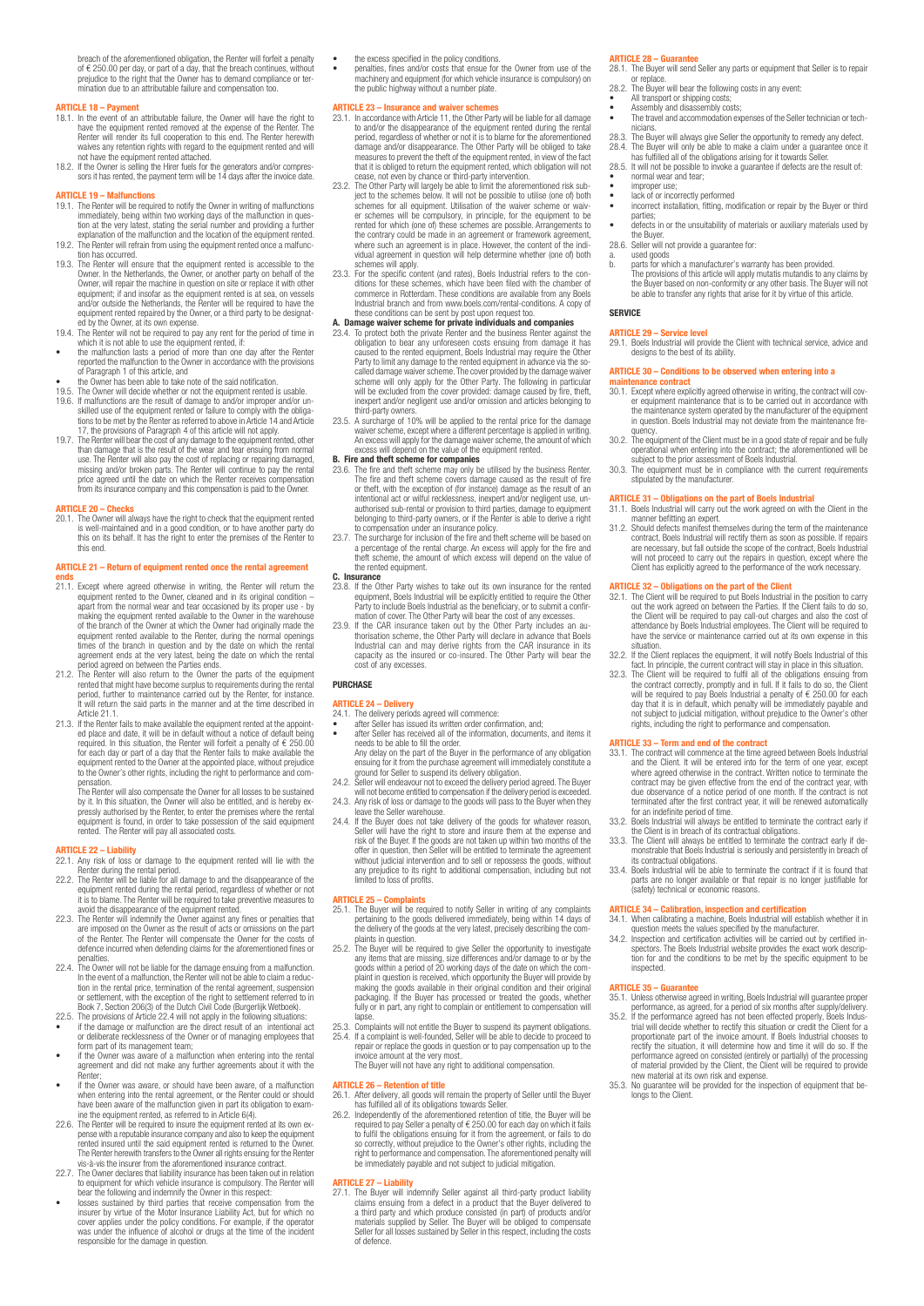breach of the aforementioned obligation, the Renter will forfeit a penalty of € 250.00 per day, or part of a day, that the breach continues, without prejudice to the right that the Owner has to demand compliance or termination due to an attributable failure and compensation too.

### ARTICLE 18 – Payment

18.1. In the event of an attributable failure, the Owner will have the right to have the equipment rented removed at the expense of the Renter. The Renter will render its full cooperation to this end. The Renter herewith waives any retention rights with regard to the equipment rented and will not have the equipment rented attached.

18.2. If the Owner is selling the Hirer fuels for the generators and/or compressors it has rented, the payment term will be 14 days after the invoice date.

### ARTICLE 19 – Malfunctions

19.1. The Renter will be required to notify the Owner in writing of malfunctions immediately, being within two working days of the malfunction in question at the very latest, stating the serial number and providing a further explanation of the malfunction and the location of the equipment rented.

19.2. The Renter will refrain from using the equipment rented once a malfunction has occurred.

19.3. The Renter will ensure that the equipment rented is accessible to the Owner. In The Netherlands, the Owner, or another party on behalf of the Owner, will repair the machine in question on site or replace it with other equipment; if and insofar as the equipment rented is at sea, on vessels and/or outside the Netherlands, the Renter will be required to have the equipment rented repaired by the Owner, or a third party to be designated by the Owner, at its own expense.

19.4. The Renter will not be required to pay any rent for the period of time in which it is not able to use the equipment rented, if:

- the malfunction lasts a period of more than one day after the Renter reported the malfunction to the Owner in accordance with the provisions of Paragraph 1 of this article, and
- the Owner has been able to take note of the said notification.

19.5. The Owner will decide whether or not the equipment rented is usable.

19.6. If malfunctions are the result of damage to and/or improper and/or unskilled use of the equipment rented or failure to comply with the obligations to be met by the Renter as referred to above in Article 14 and Article 17, the provisions of Paragraph 4 of this article will not apply.

19.7. The Renter will bear the cost of any damage to the equipment rented, other than damage that is the result of the wear and tear ensuing from normal use. The Renter will also pay the cost of replacing or repairing damaged, missing and/or broken parts. The Renter will continue to pay the rental price agreed until the date on which the Renter receives compensation from its insurance company and this compensation is paid to the Owner.

### ARTICLE 20 – Checks

20.1. The Owner will always have the right to check that the equipment rented is well-maintained and in a good condition, or to have another party do this on its behalf. It has the right to enter the premises of the Renter to this end.

### ARTICLE 21 – Return of equipment rented once the rental agreement ends

21.1. Except where agreed otherwise in writing, the Renter will return the equipment rented to the Owner, cleaned and in its original condition – apart from the normal wear and tear occasioned by its proper use - by making the equipment rented available to the Owner in the warehouse of the branch of the Owner at which the Owner had originally made the equipment rented available to the Renter, during the normal openings times of the branch in question and by the date on which the rental agreement ends at the very latest, being the date on which the rental period agreed on between the Parties ends.

21.2. The Renter will also return to the Owner the parts of the equipment rented that might have become surplus to requirements during the rental period, further to maintenance carried out by the Renter, for instance. It will return the said parts in the manner and at the time described in Article 21.1.

21.3. If the Renter fails to make available the equipment rented at the appointed place and date, it will be in default without a notice of default being required. In this situation, the Renter will forfeit a penalty of € 250.00 for each day or part of a day that the Renter fails to make available the equipment rented to the Owner at the appointed place, without prejudice to the Owner's other rights, including the right to performance and compensation.

The Renter will also compensate the Owner for all losses to be sustained by it. In this situation, the Owner will also be entitled, and is hereby expressly authorised by the Renter, to enter the premises where the rental equipment is found, in order to take possession of the said equipment rented. The Renter will pay all associated costs.

### ARTICLE 22 – Liability

22.1. Any risk of loss or damage to the equipment rented will lie with the Renter during the rental period.

22.2. The Renter will be liable for all damage to and the disappearance of the equipment rented during the rental period, regardless of whether or not it is to blame. The Renter will be required to take preventive measures to avoid the disappearance of the equipment rented.

22.3. The Renter will indemnify the Owner against any fines or penalties that are imposed on the Owner as the result of acts or omissions on the part of the Renter. The Renter will compensate the Owner for the costs of defence incurred when defending claims for the aforementioned fines or penalties.

22.4. The Owner will not be liable for the damage ensuing from a malfunction. In the event of a malfunction, the Renter will not be able to claim a reduction in the rental price, termination of the rental agreement, suspension or settlement, with the exception of the right to settlement referred to in Book 7, Section 206(3) of the Dutch Civil Code (Burgerlijk Wetboek).

22.5. The provisions of Article 22.4 will not apply in the following situations:

- if the damage or malfunction are the direct result of an intentional act or deliberate recklessness of the Owner or of managing employees that form part of its management team;
- if the Owner was aware of a malfunction when entering into the rental agreement and did not make any further agreements about it with the Renter;
- if the Owner was aware, or should have been aware, of a malfunction when entering into the rental agreement, or the Renter could or should have been aware of the malfunction given in part its obligation to examine the equipment rented, as referred to in Article 6(4).

22.6. The Renter will be required to insure the equipment rented at its own expense with a reputable insurance company and also to keep the equipment rented insured until the said equipment rented is returned to the Owner. The Renter herewith transfers to the Owner all rights ensuing for the Renter vis-à-vis the insurer from the aforementioned insurance contract.

22.7. The Owner declares that liability insurance has been taken out in relation to equipment for which vehicle insurance is compulsory. The Renter will bear the following and indemnify the Owner in this respect:

- losses sustained by third parties that receive compensation from the insurer by virtue of the Motor Insurance Liability Act, but for which no cover applies under the policy conditions. For example, if the operator was under the influence of alcohol or drugs at the time of the incident responsible for the damage in question.
- the excess specified in the policy conditions.
- penalties, fines and/or costs that ensue for the Owner from use of the machinery and equipment (for which vehicle insurance is compulsory) on the public highway without a number plate.

### ARTICLE 23 – Insurance and waiver schemes

23.1. In accordance with Article 11, the Other Party will be liable for all damage to and/or the disappearance of the equipment rented during the rental period, regardless of whether or not it is to blame for the aforementioned damage and/or disappearance. The Other Party will be obliged to take measures to prevent the theft of the equipment rented, in view of the fact that it is obliged to return the equipment rented, which obligation will not cease, not even by chance or third-party intervention.

23.2. The Other Party will largely be able to limit the aforementioned risk subject to the schemes below. It will not be possible to utilise (one of) both schemes for all equipment. Utilisation of the waiver scheme or waiver schemes will be compulsory, in principle, for the equipment to be rented for which (one of) these schemes are possible. Arrangements to the contrary could be made in an agreement or framework agreement, where such an agreement is in place. However, the content of the individual agreement in question will help determine whether (one of) both schemes will apply.

23.3. For the specific content (and rates), Boels Industrial refers to the conditions for these schemes, which have been filed with the chamber of commerce in Rotterdam. These conditions are available from any Boels Industrial branch and from www.boels.com/rental-conditions. A copy of these conditions can be sent by post upon request too.

**A. Damage waiver scheme for private individuals and companies**

23.4. To protect both the private Renter and the business Renter against the obligation to bear any unforeseen costs ensuing from damage it has caused to the rented equipment, Boels Industrial may require the Other Party to limit any damage to the rented equipment in advance via the so-called damage waiver scheme. The cover provided by the damage waiver scheme will only apply for the Other Party. The following in particular will be excluded from the cover provided: damage caused by fire, theft, inexpert and/or negligent use and/or omission and articles belonging to third-party owners.

23.5. A surcharge of 10% will be applied to the rental price for the damage waiver scheme, except where a different percentage is applied in writing. An excess will apply for the damage waiver scheme, the amount of which excess will depend on the value of the equipment rented.

**B. Fire and theft scheme for companies**

23.6. The fire and theft scheme may only be utilised by the business Renter. The fire and theft scheme covers damage caused as the result of fire or theft, with the exception of (for instance) damage as the result of an intentional act or wilful recklessness, inexpert and/or negligent use, unauthorised sub-rental or provision to third parties, damage to equipment belonging to third-party owners, or if the Renter is able to derive a right to compensation under an insurance policy.

23.7. The surcharge for inclusion of the fire and theft scheme will be based on a percentage of the rental charge. An excess will apply for the fire and theft scheme, the amount of which excess will depend on the value of the rented equipment.

**C. Insurance**

23.8. If the Other Party wishes to take out its own insurance for the rented equipment, Boels Industrial will be explicitly entitled to require the Other Party to include Boels Industrial as the beneficiary, or to submit a confirmation of cover. The Other Party will bear the cost of any excesses.

23.9. If the CAR insurance taken out by the Other Party includes an authorisation scheme, the Other Party will declare in advance that Boels Industrial can and may derive rights from the CAR insurance in its capacity as the insured or co-insured. The Other Party will bear the cost of any excesses.

## PURCHASE

### ARTICLE 24 – Delivery

24.1. The delivery periods agreed will commence:

- after Seller has issued its written order confirmation, and;
- after Seller has received all of the information, documents, and items it needs to be able to fill the order.

Any delay on the part of the Buyer in the performance of any obligation ensuing for it from the purchase agreement will immediately constitute a ground for Seller to suspend its delivery obligation.

24.2. Seller will endeavour not to exceed the delivery period agreed. The Buyer will not become entitled to compensation if the delivery period is exceeded.

24.3. Any risk of loss or damage to the goods will pass to the Buyer when they leave the Seller warehouse.

24.4. If the Buyer does not take delivery of the goods for whatever reason, Seller will have the right to store and insure them at the expense and risk of the Buyer. If the goods are not taken up within two months of the offer in question, then Seller will be entitled to terminate the agreement without judicial intervention and to sell or repossess the goods, without any prejudice to its right to additional compensation, including but not limited to loss of profits.

### ARTICLE 25 – Complaints

25.1. The Buyer will be required to notify Seller in writing of any complaints pertaining to the goods delivered immediately, being within 14 days of the delivery of the goods at the very latest, precisely describing the complaints in question.

25.2. The Buyer will be required to give Seller the opportunity to investigate any items that are missing, size differences and/or damage to or by the goods within a period of 20 working days of the date on which the complaint in question is received, which opportunity the Buyer will provide by making the goods available in their original condition and their original packaging. If the Buyer has processed or treated the goods, whether fully or in part, any right to complain or entitlement to compensation will lapse.

25.3. Complaints will not entitle the Buyer to suspend its payment obligations.

25.4. If a complaint is well-founded, Seller will be able to decide to proceed to repair or replace the goods in question or to pay compensation up to the invoice amount at the very most.

The Buyer will not have any right to additional compensation.

### ARTICLE 26 – Retention of title

26.1. After delivery, all goods will remain the property of Seller until the Buyer has fulfilled all of its obligations towards Seller.

26.2. Independently of the aforementioned retention of title, the Buyer will be required to pay Seller a penalty of € 250.00 for each day on which it fails to fulfil the obligations ensuing for it from the agreement, or fails to do so correctly, without prejudice to the Owner's other rights, including the right to performance and compensation. The aforementioned penalty will be immediately payable and not subject to judicial mitigation.

### ARTICLE 27 – Liability

27.1. The Buyer will indemnify Seller against all third-party product liability claims ensuing from a defect in a product that the Buyer delivered to a third party and which product consisted (in part) of products and/or materials supplied by Seller. The Buyer will be obliged to compensate Seller for all losses sustained by Seller in this respect, including the costs of defence.

### ARTICLE 28 – Guarantee

28.1. The Buyer will send Seller any parts or equipment that Seller is to repair or replace.

28.2. The Buyer will bear the following costs in any event:

- All transport or shipping costs;
- Assembly and disassembly costs;
- The travel and accommodation expenses of the Seller technician or technicians.

28.3. The Buyer will always give Seller the opportunity to remedy any defect.

28.4. The Buyer will only be able to make a claim under a guarantee once it has fulfilled all of the obligations arising for it towards Seller.

28.5. It will not be possible to invoke a guarantee if defects are the result of:

- normal wear and tear;
- improper use;
- lack of or incorrectly performed
- incorrect installation, fitting, modification or repair by the Buyer or third parties;
- defects in or the unsuitability of materials or auxiliary materials used by the Buyer.

28.6. Seller will not provide a guarantee for:

a. used goods

b. parts for which a manufacturer's warranty has been provided.

The provisions of this article will apply mutatis mutandis to any claims by the Buyer based on non-conformity or any other basis. The Buyer will not be able to transfer any rights that arise for it by virtue of this article.

## SERVICE

### ARTICLE 29 – Service level

29.1. Boels Industrial will provide the Client with technical service, advice and designs to the best of its ability.

### ARTICLE 30 – Conditions to be observed when entering into a maintenance contract

30.1. Except where explicitly agreed otherwise in writing, the contract will cover equipment maintenance that is to be carried out in accordance with the maintenance system operated by the manufacturer of the equipment in question. Boels Industrial may not deviate from the maintenance frequency.

30.2. The equipment of the Client must be in a good state of repair and be fully operational when entering into the contract; the aforementioned will be subject to the prior assessment of Boels Industrial.

30.3. The equipment must be in compliance with the current requirements stipulated by the manufacturer.

### ARTICLE 31 – Obligations on the part of Boels Industrial

31.1. Boels Industrial will carry out the work agreed on with the Client in the manner befitting an expert.

31.2. Should defects manifest themselves during the term of the maintenance contract, Boels Industrial will rectify them as soon as possible. If repairs are necessary, but fall outside the scope of the contract, Boels Industrial will not proceed to carry out the repairs in question, except where the Client has explicitly agreed to the performance of the work necessary.

### ARTICLE 32 – Obligations on the part of the Client

32.1. The Client will be required to put Boels Industrial in the position to carry out the work agreed on between the Parties. If the Client fails to do so, the Client will be required to pay call-out charges and also the cost of attendance by Boels Industrial employees. The Client will be required to have the service or maintenance carried out at its own expense in this situation.

32.2. If the Client replaces the equipment, it will notify Boels Industrial of this fact. In principle, the current contract will stay in place in this situation.

32.3. The Client will be required to fulfil all of the obligations ensuing from the contract correctly, promptly and in full. If it fails to do so, the Client will be required to pay Boels Industrial a penalty of € 250.00 for each day that it is in default, which penalty will be immediately payable and not subject to judicial mitigation, without prejudice to the Owner's other rights, including the right to performance and compensation.

### ARTICLE 33 – Term and end of the contract

33.1. The contract will commence at the time agreed between Boels Industrial and the Client. It will be entered into for the term of one year, except where agreed otherwise in the contract. Written notice to terminate the contract may be given effective from the end of the contract year, with due observance of a notice period of one month. If the contract is not terminated after the first contract year, it will be renewed automatically for an indefinite period of time.

33.2. Boels Industrial will always be entitled to terminate the contract early if the Client is in breach of its contractual obligations.

33.3. The Client will always be entitled to terminate the contract early if demonstrable that Boels Industrial is seriously and persistently in breach of its contractual obligations.

33.4. Boels Industrial will be able to terminate the contract if it is found that parts are no longer available or that repair is no longer justifiable for (safety) technical or economic reasons.

### ARTICLE 34 – Calibration, inspection and certification

34.1. When calibrating a machine, Boels Industrial will establish whether it in question meets the values specified by the manufacturer.

34.2. Inspection and certification activities will be carried out by certified inspectors. The Boels Industrial website provides the exact work description for and the conditions to be met by the specific equipment to be inspected.

### ARTICLE 35 – Guarantee

35.1. Unless otherwise agreed in writing, Boels Industrial will guarantee proper performance, as agreed, for a period of six months after supply/delivery.

35.2. If the performance agreed has not been effected properly, Boels Industrial will decide whether to rectify this situation or credit the Client for a proportionate part of the invoice amount. If Boels Industrial chooses to rectify the situation, it will determine how and time it will do so. If the performance agreed on consisted (entirely or partially) of the processing of material provided by the Client, the Client will be required to provide new material at its own risk and expense.

35.3. No guarantee will be provided for the inspection of equipment that belongs to the Client.